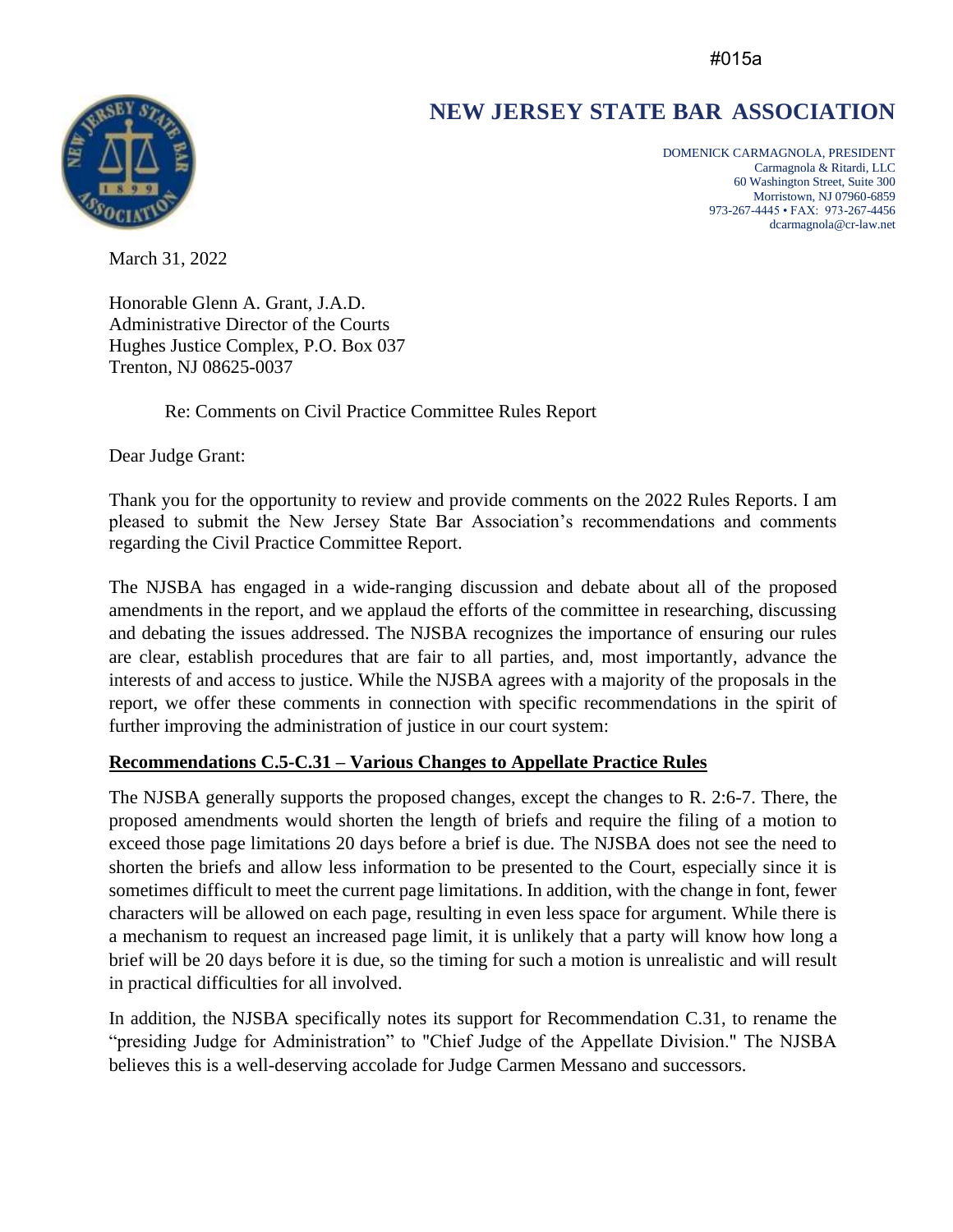#015a

# NEW JERSEY STATE BAR ASSOCIATION

DOMENICK CARMAGNOLA, PRESIDENT
Carmagnola & Ritardi, LLC
60 Washington Street, Suite 300
Morristown, NJ 07960-6859
973-267-4445 • FAX: 973-267-4456
dcarmagnola@cr-law.net

March 31, 2022

Honorable Glenn A. Grant, J.A.D.
Administrative Director of the Courts
Hughes Justice Complex, P.O. Box 037
Trenton, NJ 08625-0037

Re: Comments on Civil Practice Committee Rules Report

Dear Judge Grant:

Thank you for the opportunity to review and provide comments on the 2022 Rules Reports. I am pleased to submit the New Jersey State Bar Association's recommendations and comments regarding the Civil Practice Committee Report.

The NJSBA has engaged in a wide-ranging discussion and debate about all of the proposed amendments in the report, and we applaud the efforts of the committee in researching, discussing and debating the issues addressed. The NJSBA recognizes the importance of ensuring our rules are clear, establish procedures that are fair to all parties, and, most importantly, advance the interests of and access to justice. While the NJSBA agrees with a majority of the proposals in the report, we offer these comments in connection with specific recommendations in the spirit of further improving the administration of justice in our court system:

**Recommendations C.5-C.31 – Various Changes to Appellate Practice Rules**

The NJSBA generally supports the proposed changes, except the changes to R. 2:6-7. There, the proposed amendments would shorten the length of briefs and require the filing of a motion to exceed those page limitations 20 days before a brief is due. The NJSBA does not see the need to shorten the briefs and allow less information to be presented to the Court, especially since it is sometimes difficult to meet the current page limitations. In addition, with the change in font, fewer characters will be allowed on each page, resulting in even less space for argument. While there is a mechanism to request an increased page limit, it is unlikely that a party will know how long a brief will be 20 days before it is due, so the timing for such a motion is unrealistic and will result in practical difficulties for all involved.

In addition, the NJSBA specifically notes its support for Recommendation C.31, to rename the "presiding Judge for Administration" to "Chief Judge of the Appellate Division." The NJSBA believes this is a well-deserving accolade for Judge Carmen Messano and successors.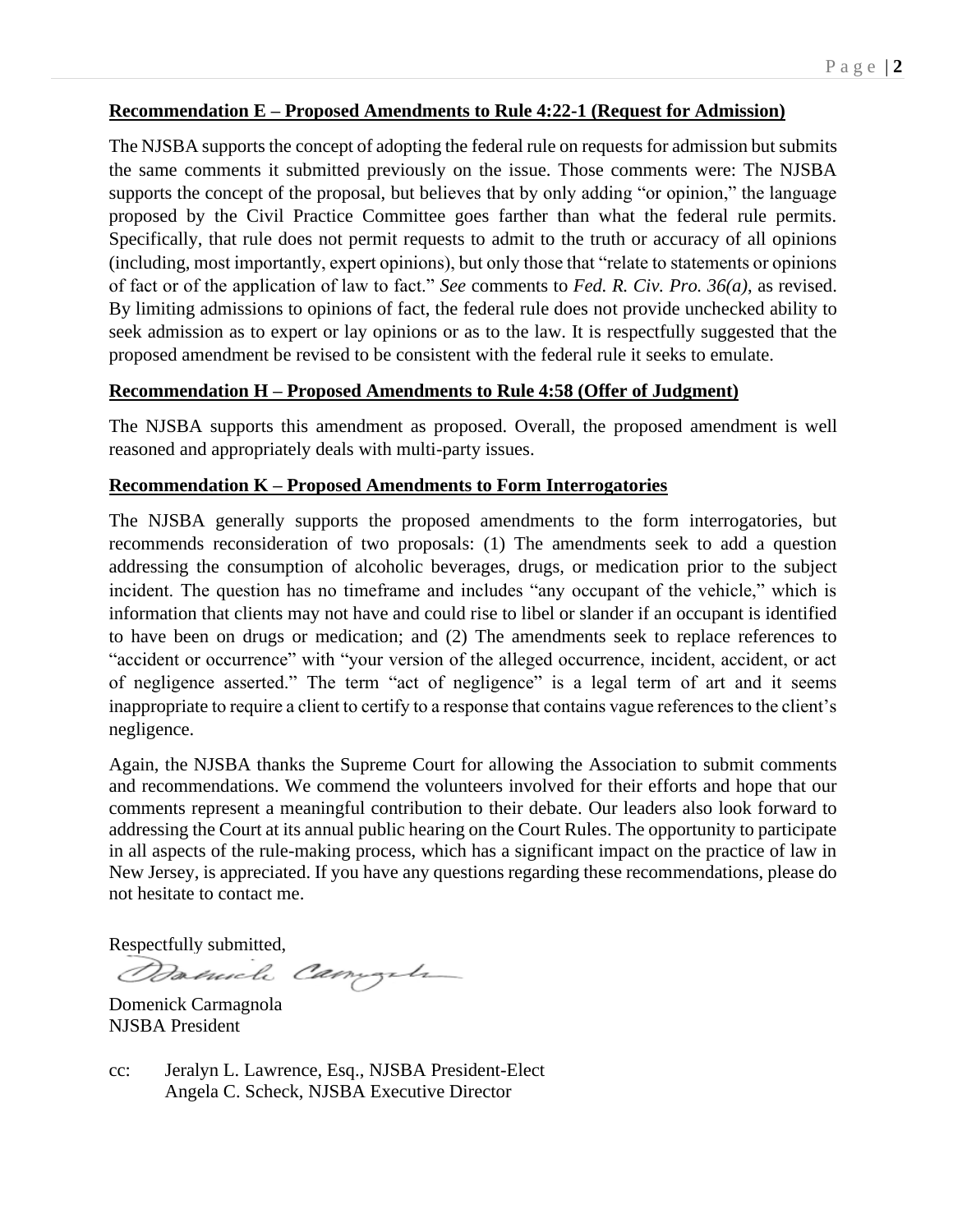**Recommendation E – Proposed Amendments to Rule 4:22-1 (Request for Admission)**

The NJSBA supports the concept of adopting the federal rule on requests for admission but submits the same comments it submitted previously on the issue. Those comments were: The NJSBA supports the concept of the proposal, but believes that by only adding "or opinion," the language proposed by the Civil Practice Committee goes farther than what the federal rule permits. Specifically, that rule does not permit requests to admit to the truth or accuracy of all opinions (including, most importantly, expert opinions), but only those that "relate to statements or opinions of fact or of the application of law to fact." *See* comments to *Fed. R. Civ. Pro. 36(a)*, as revised. By limiting admissions to opinions of fact, the federal rule does not provide unchecked ability to seek admission as to expert or lay opinions or as to the law. It is respectfully suggested that the proposed amendment be revised to be consistent with the federal rule it seeks to emulate.

**Recommendation H – Proposed Amendments to Rule 4:58 (Offer of Judgment)**

The NJSBA supports this amendment as proposed. Overall, the proposed amendment is well reasoned and appropriately deals with multi-party issues.

**Recommendation K – Proposed Amendments to Form Interrogatories**

The NJSBA generally supports the proposed amendments to the form interrogatories, but recommends reconsideration of two proposals: (1) The amendments seek to add a question addressing the consumption of alcoholic beverages, drugs, or medication prior to the subject incident. The question has no timeframe and includes "any occupant of the vehicle," which is information that clients may not have and could rise to libel or slander if an occupant is identified to have been on drugs or medication; and (2) The amendments seek to replace references to "accident or occurrence" with "your version of the alleged occurrence, incident, accident, or act of negligence asserted." The term "act of negligence" is a legal term of art and it seems inappropriate to require a client to certify to a response that contains vague references to the client's negligence.

Again, the NJSBA thanks the Supreme Court for allowing the Association to submit comments and recommendations. We commend the volunteers involved for their efforts and hope that our comments represent a meaningful contribution to their debate. Our leaders also look forward to addressing the Court at its annual public hearing on the Court Rules. The opportunity to participate in all aspects of the rule-making process, which has a significant impact on the practice of law in New Jersey, is appreciated. If you have any questions regarding these recommendations, please do not hesitate to contact me.

Respectfully submitted,

Domenick Carmagnola
NJSBA President

cc: Jeralyn L. Lawrence, Esq., NJSBA President-Elect
Angela C. Scheck, NJSBA Executive Director